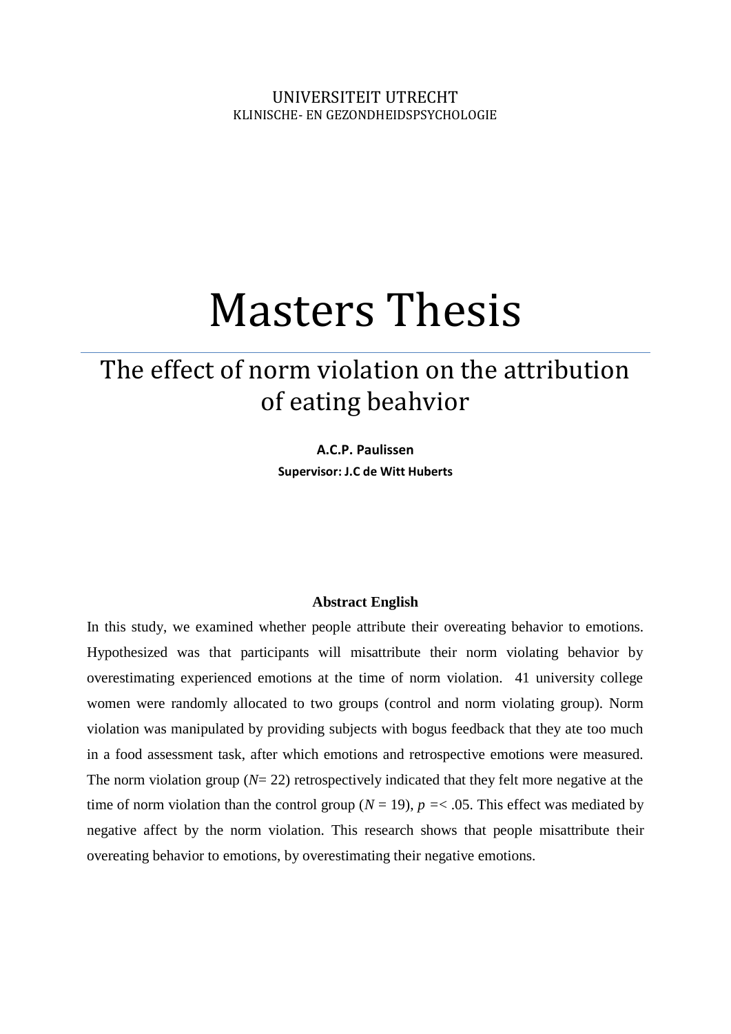UNIVERSITEIT UTRECHT

KLINISCHE- EN GEZONDHEIDSPSYCHOLOGIE

# Masters Thesis

## The effect of norm violation on the attribution of eating beahvior

**A.C.P. Paulissen**

**Supervisor: J.C de Witt Huberts**

### Abstract English

In this study, we examined whether people attribute their overeating behavior to emotions. Hypothesized was that participants will misattribute their norm violating behavior by overestimating experienced emotions at the time of norm violation. 41 university college women were randomly allocated to two groups (control and norm violating group). Norm violation was manipulated by providing subjects with bogus feedback that they ate too much in a food assessment task, after which emotions and retrospective emotions were measured. The norm violation group ($N$= 22) retrospectively indicated that they felt more negative at the time of norm violation than the control group ($N$ = 19), $p$ =< .05. This effect was mediated by negative affect by the norm violation. This research shows that people misattribute their overeating behavior to emotions, by overestimating their negative emotions.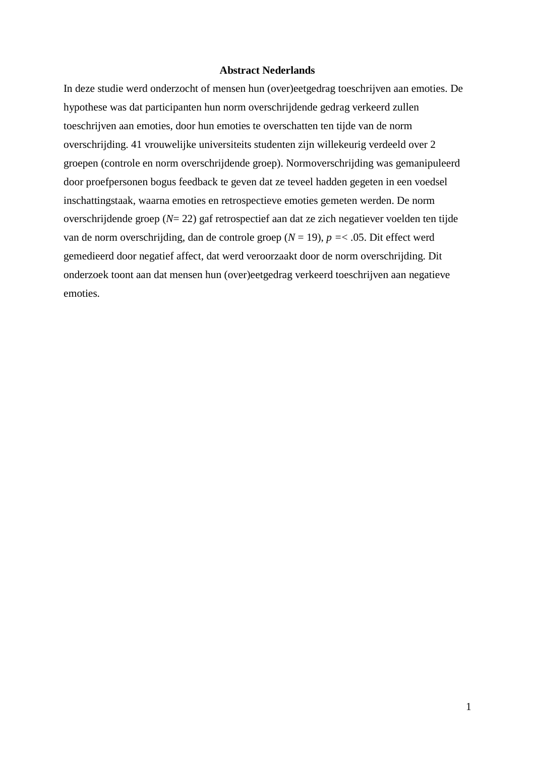**Abstract Nederlands**

In deze studie werd onderzocht of mensen hun (over)eetgedrag toeschrijven aan emoties. De hypothese was dat participanten hun norm overschrijdende gedrag verkeerd zullen toeschrijven aan emoties, door hun emoties te overschatten ten tijde van de norm overschrijding. 41 vrouwelijke universiteits studenten zijn willekeurig verdeeld over 2 groepen (controle en norm overschrijdende groep). Normoverschrijding was gemanipuleerd door proefpersonen bogus feedback te geven dat ze teveel hadden gegeten in een voedsel inschattingstaak, waarna emoties en retrospectieve emoties gemeten werden. De norm overschrijdende groep ($N$= 22) gaf retrospectief aan dat ze zich negatiever voelden ten tijde van de norm overschrijding, dan de controle groep ($N$ = 19), $p$ =< .05. Dit effect werd gemedieerd door negatief affect, dat werd veroorzaakt door de norm overschrijding. Dit onderzoek toont aan dat mensen hun (over)eetgedrag verkeerd toeschrijven aan negatieve emoties.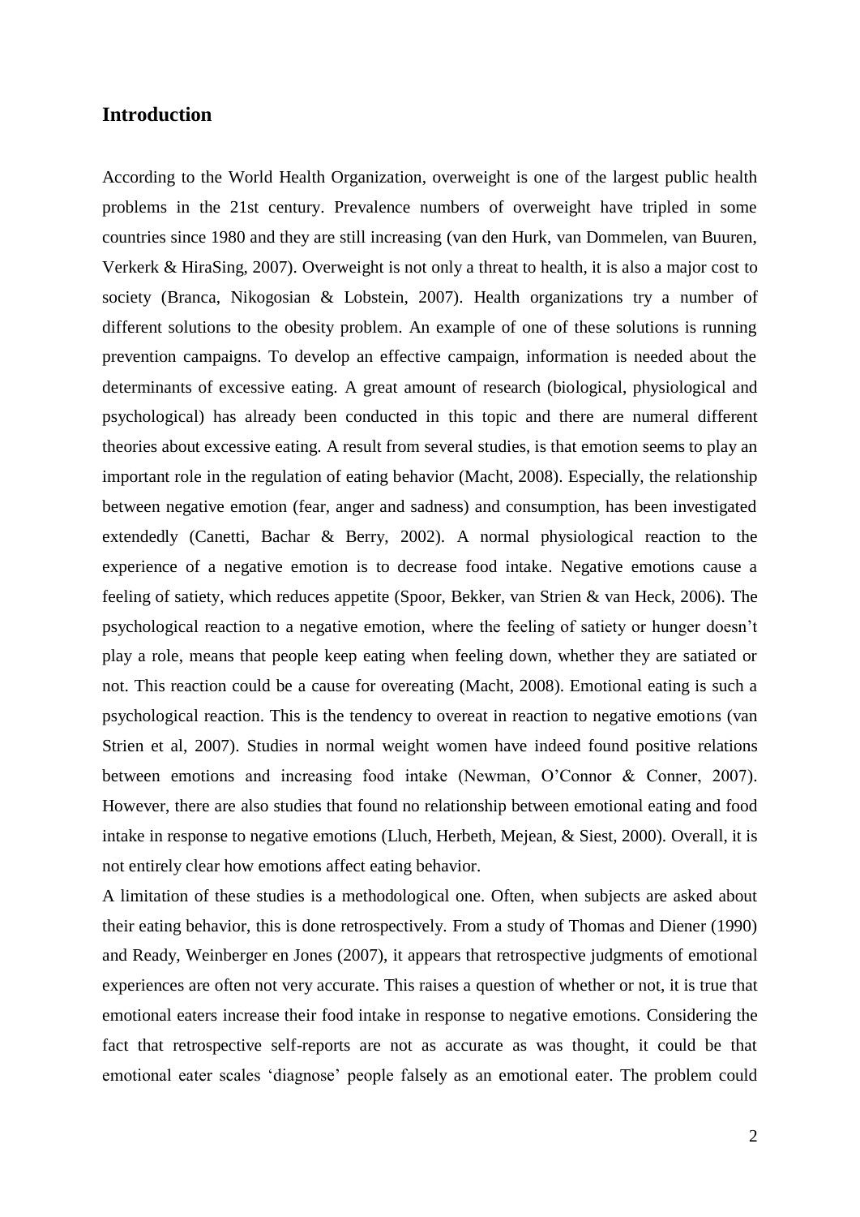## Introduction

According to the World Health Organization, overweight is one of the largest public health problems in the 21st century. Prevalence numbers of overweight have tripled in some countries since 1980 and they are still increasing (van den Hurk, van Dommelen, van Buuren, Verkerk & HiraSing, 2007). Overweight is not only a threat to health, it is also a major cost to society (Branca, Nikogosian & Lobstein, 2007). Health organizations try a number of different solutions to the obesity problem. An example of one of these solutions is running prevention campaigns. To develop an effective campaign, information is needed about the determinants of excessive eating. A great amount of research (biological, physiological and psychological) has already been conducted in this topic and there are numeral different theories about excessive eating. A result from several studies, is that emotion seems to play an important role in the regulation of eating behavior (Macht, 2008). Especially, the relationship between negative emotion (fear, anger and sadness) and consumption, has been investigated extendedly (Canetti, Bachar & Berry, 2002). A normal physiological reaction to the experience of a negative emotion is to decrease food intake. Negative emotions cause a feeling of satiety, which reduces appetite (Spoor, Bekker, van Strien & van Heck, 2006). The psychological reaction to a negative emotion, where the feeling of satiety or hunger doesn't play a role, means that people keep eating when feeling down, whether they are satiated or not. This reaction could be a cause for overeating (Macht, 2008). Emotional eating is such a psychological reaction. This is the tendency to overeat in reaction to negative emotions (van Strien et al, 2007). Studies in normal weight women have indeed found positive relations between emotions and increasing food intake (Newman, O'Connor & Conner, 2007). However, there are also studies that found no relationship between emotional eating and food intake in response to negative emotions (Lluch, Herbeth, Mejean, & Siest, 2000). Overall, it is not entirely clear how emotions affect eating behavior.

A limitation of these studies is a methodological one. Often, when subjects are asked about their eating behavior, this is done retrospectively. From a study of Thomas and Diener (1990) and Ready, Weinberger en Jones (2007), it appears that retrospective judgments of emotional experiences are often not very accurate. This raises a question of whether or not, it is true that emotional eaters increase their food intake in response to negative emotions. Considering the fact that retrospective self-reports are not as accurate as was thought, it could be that emotional eater scales 'diagnose' people falsely as an emotional eater. The problem could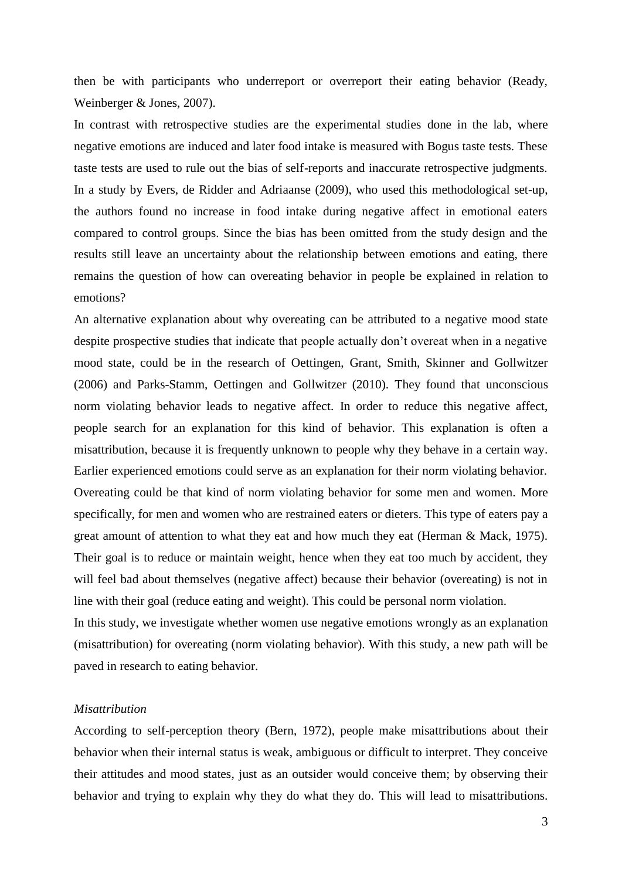then be with participants who underreport or overreport their eating behavior (Ready, Weinberger & Jones, 2007).

In contrast with retrospective studies are the experimental studies done in the lab, where negative emotions are induced and later food intake is measured with Bogus taste tests. These taste tests are used to rule out the bias of self-reports and inaccurate retrospective judgments. In a study by Evers, de Ridder and Adriaanse (2009), who used this methodological set-up, the authors found no increase in food intake during negative affect in emotional eaters compared to control groups. Since the bias has been omitted from the study design and the results still leave an uncertainty about the relationship between emotions and eating, there remains the question of how can overeating behavior in people be explained in relation to emotions?

An alternative explanation about why overeating can be attributed to a negative mood state despite prospective studies that indicate that people actually don't overeat when in a negative mood state, could be in the research of Oettingen, Grant, Smith, Skinner and Gollwitzer (2006) and Parks-Stamm, Oettingen and Gollwitzer (2010). They found that unconscious norm violating behavior leads to negative affect. In order to reduce this negative affect, people search for an explanation for this kind of behavior. This explanation is often a misattribution, because it is frequently unknown to people why they behave in a certain way. Earlier experienced emotions could serve as an explanation for their norm violating behavior. Overeating could be that kind of norm violating behavior for some men and women. More specifically, for men and women who are restrained eaters or dieters. This type of eaters pay a great amount of attention to what they eat and how much they eat (Herman & Mack, 1975). Their goal is to reduce or maintain weight, hence when they eat too much by accident, they will feel bad about themselves (negative affect) because their behavior (overeating) is not in line with their goal (reduce eating and weight). This could be personal norm violation.

In this study, we investigate whether women use negative emotions wrongly as an explanation (misattribution) for overeating (norm violating behavior). With this study, a new path will be paved in research to eating behavior.

### *Misattribution*

According to self-perception theory (Bern, 1972), people make misattributions about their behavior when their internal status is weak, ambiguous or difficult to interpret. They conceive their attitudes and mood states, just as an outsider would conceive them; by observing their behavior and trying to explain why they do what they do. This will lead to misattributions.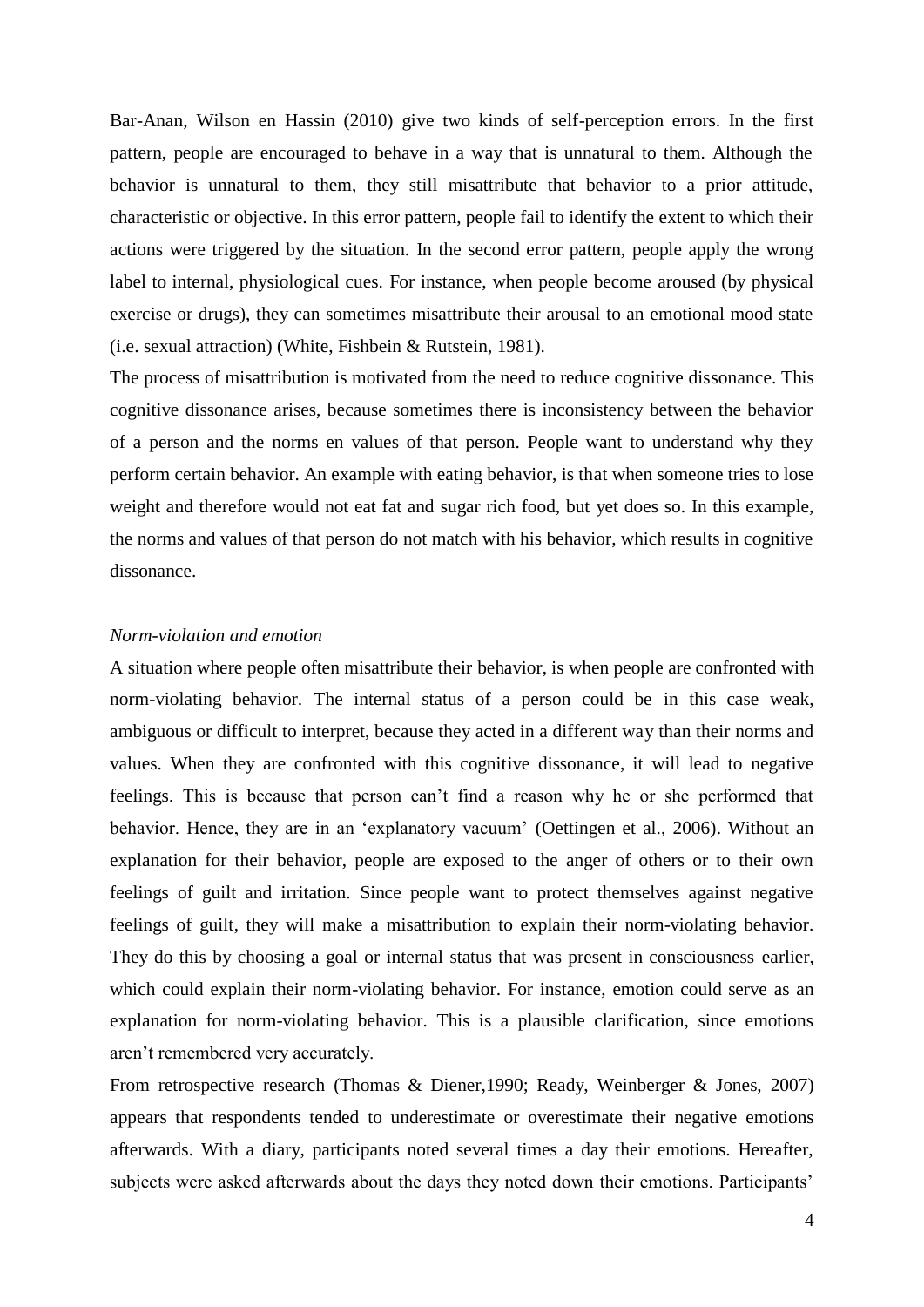Bar-Anan, Wilson en Hassin (2010) give two kinds of self-perception errors. In the first pattern, people are encouraged to behave in a way that is unnatural to them. Although the behavior is unnatural to them, they still misattribute that behavior to a prior attitude, characteristic or objective. In this error pattern, people fail to identify the extent to which their actions were triggered by the situation. In the second error pattern, people apply the wrong label to internal, physiological cues. For instance, when people become aroused (by physical exercise or drugs), they can sometimes misattribute their arousal to an emotional mood state (i.e. sexual attraction) (White, Fishbein & Rutstein, 1981).

The process of misattribution is motivated from the need to reduce cognitive dissonance. This cognitive dissonance arises, because sometimes there is inconsistency between the behavior of a person and the norms en values of that person. People want to understand why they perform certain behavior. An example with eating behavior, is that when someone tries to lose weight and therefore would not eat fat and sugar rich food, but yet does so. In this example, the norms and values of that person do not match with his behavior, which results in cognitive dissonance.

*Norm-violation and emotion*

A situation where people often misattribute their behavior, is when people are confronted with norm-violating behavior. The internal status of a person could be in this case weak, ambiguous or difficult to interpret, because they acted in a different way than their norms and values. When they are confronted with this cognitive dissonance, it will lead to negative feelings. This is because that person can't find a reason why he or she performed that behavior. Hence, they are in an 'explanatory vacuum' (Oettingen et al., 2006). Without an explanation for their behavior, people are exposed to the anger of others or to their own feelings of guilt and irritation. Since people want to protect themselves against negative feelings of guilt, they will make a misattribution to explain their norm-violating behavior. They do this by choosing a goal or internal status that was present in consciousness earlier, which could explain their norm-violating behavior. For instance, emotion could serve as an explanation for norm-violating behavior. This is a plausible clarification, since emotions aren't remembered very accurately.

From retrospective research (Thomas & Diener,1990; Ready, Weinberger & Jones, 2007) appears that respondents tended to underestimate or overestimate their negative emotions afterwards. With a diary, participants noted several times a day their emotions. Hereafter, subjects were asked afterwards about the days they noted down their emotions. Participants'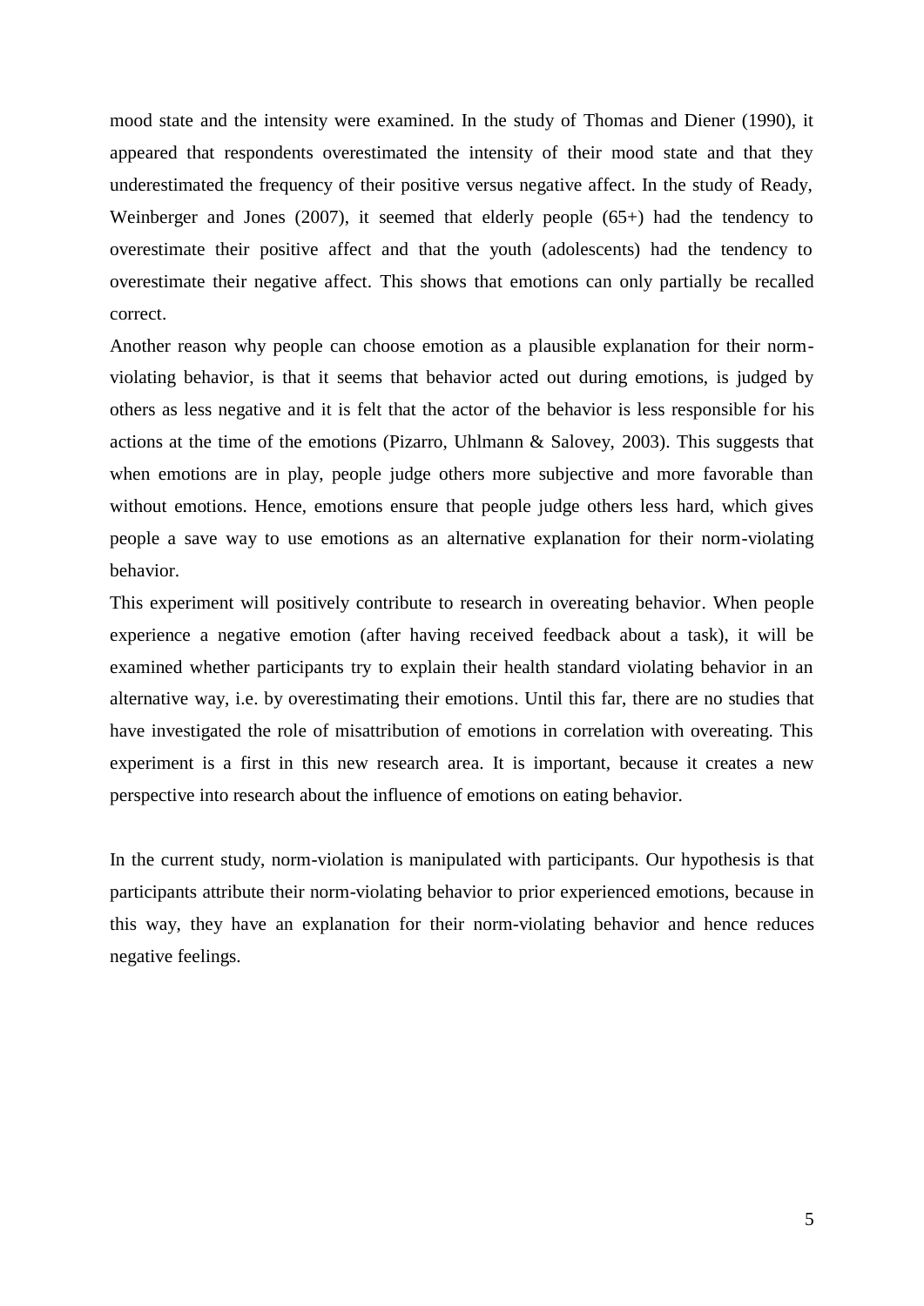mood state and the intensity were examined. In the study of Thomas and Diener (1990), it appeared that respondents overestimated the intensity of their mood state and that they underestimated the frequency of their positive versus negative affect. In the study of Ready, Weinberger and Jones (2007), it seemed that elderly people (65+) had the tendency to overestimate their positive affect and that the youth (adolescents) had the tendency to overestimate their negative affect. This shows that emotions can only partially be recalled correct.

Another reason why people can choose emotion as a plausible explanation for their norm-violating behavior, is that it seems that behavior acted out during emotions, is judged by others as less negative and it is felt that the actor of the behavior is less responsible for his actions at the time of the emotions (Pizarro, Uhlmann & Salovey, 2003). This suggests that when emotions are in play, people judge others more subjective and more favorable than without emotions. Hence, emotions ensure that people judge others less hard, which gives people a save way to use emotions as an alternative explanation for their norm-violating behavior.

This experiment will positively contribute to research in overeating behavior. When people experience a negative emotion (after having received feedback about a task), it will be examined whether participants try to explain their health standard violating behavior in an alternative way, i.e. by overestimating their emotions. Until this far, there are no studies that have investigated the role of misattribution of emotions in correlation with overeating. This experiment is a first in this new research area. It is important, because it creates a new perspective into research about the influence of emotions on eating behavior.

In the current study, norm-violation is manipulated with participants. Our hypothesis is that participants attribute their norm-violating behavior to prior experienced emotions, because in this way, they have an explanation for their norm-violating behavior and hence reduces negative feelings.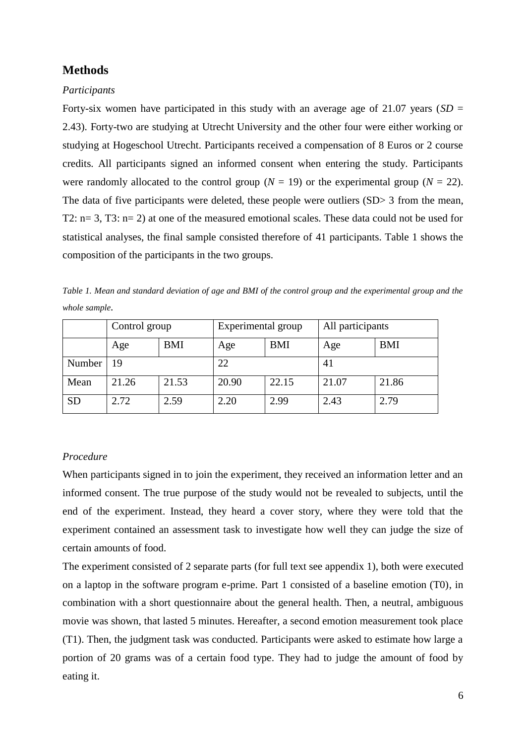## Methods

*Participants*

Forty-six women have participated in this study with an average age of 21.07 years (*SD* = 2.43). Forty-two are studying at Utrecht University and the other four were either working or studying at Hogeschool Utrecht. Participants received a compensation of 8 Euros or 2 course credits. All participants signed an informed consent when entering the study. Participants were randomly allocated to the control group (*N* = 19) or the experimental group (*N* = 22). The data of five participants were deleted, these people were outliers (SD> 3 from the mean, T2: n= 3, T3: n= 2) at one of the measured emotional scales. These data could not be used for statistical analyses, the final sample consisted therefore of 41 participants. Table 1 shows the composition of the participants in the two groups.

*Table 1. Mean and standard deviation of age and BMI of the control group and the experimental group and the whole sample.*

| | Control group | | Experimental group | | All participants | |
|---|---|---|---|---|---|---|
| | Age | BMI | Age | BMI | Age | BMI |
| Number | 19 | | 22 | | 41 | |
| Mean | 21.26 | 21.53 | 20.90 | 22.15 | 21.07 | 21.86 |
| SD | 2.72 | 2.59 | 2.20 | 2.99 | 2.43 | 2.79 |

*Procedure*

When participants signed in to join the experiment, they received an information letter and an informed consent. The true purpose of the study would not be revealed to subjects, until the end of the experiment. Instead, they heard a cover story, where they were told that the experiment contained an assessment task to investigate how well they can judge the size of certain amounts of food.

The experiment consisted of 2 separate parts (for full text see appendix 1), both were executed on a laptop in the software program e-prime. Part 1 consisted of a baseline emotion (T0), in combination with a short questionnaire about the general health. Then, a neutral, ambiguous movie was shown, that lasted 5 minutes. Hereafter, a second emotion measurement took place (T1). Then, the judgment task was conducted. Participants were asked to estimate how large a portion of 20 grams was of a certain food type. They had to judge the amount of food by eating it.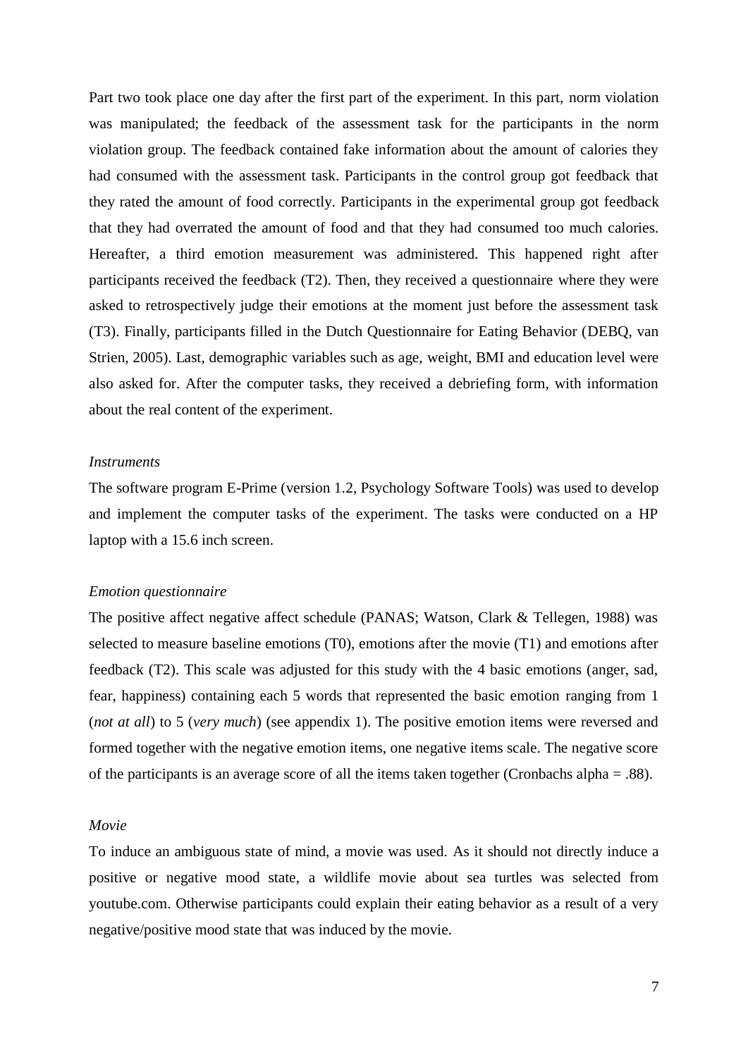Part two took place one day after the first part of the experiment. In this part, norm violation was manipulated; the feedback of the assessment task for the participants in the norm violation group. The feedback contained fake information about the amount of calories they had consumed with the assessment task. Participants in the control group got feedback that they rated the amount of food correctly. Participants in the experimental group got feedback that they had overrated the amount of food and that they had consumed too much calories. Hereafter, a third emotion measurement was administered. This happened right after participants received the feedback (T2). Then, they received a questionnaire where they were asked to retrospectively judge their emotions at the moment just before the assessment task (T3). Finally, participants filled in the Dutch Questionnaire for Eating Behavior (DEBQ, van Strien, 2005). Last, demographic variables such as age, weight, BMI and education level were also asked for. After the computer tasks, they received a debriefing form, with information about the real content of the experiment.

*Instruments*

The software program E-Prime (version 1.2, Psychology Software Tools) was used to develop and implement the computer tasks of the experiment. The tasks were conducted on a HP laptop with a 15.6 inch screen.

*Emotion questionnaire*

The positive affect negative affect schedule (PANAS; Watson, Clark & Tellegen, 1988) was selected to measure baseline emotions (T0), emotions after the movie (T1) and emotions after feedback (T2). This scale was adjusted for this study with the 4 basic emotions (anger, sad, fear, happiness) containing each 5 words that represented the basic emotion ranging from 1 (*not at all*) to 5 (*very much*) (see appendix 1). The positive emotion items were reversed and formed together with the negative emotion items, one negative items scale. The negative score of the participants is an average score of all the items taken together (Cronbachs alpha = .88).

*Movie*

To induce an ambiguous state of mind, a movie was used. As it should not directly induce a positive or negative mood state, a wildlife movie about sea turtles was selected from youtube.com. Otherwise participants could explain their eating behavior as a result of a very negative/positive mood state that was induced by the movie.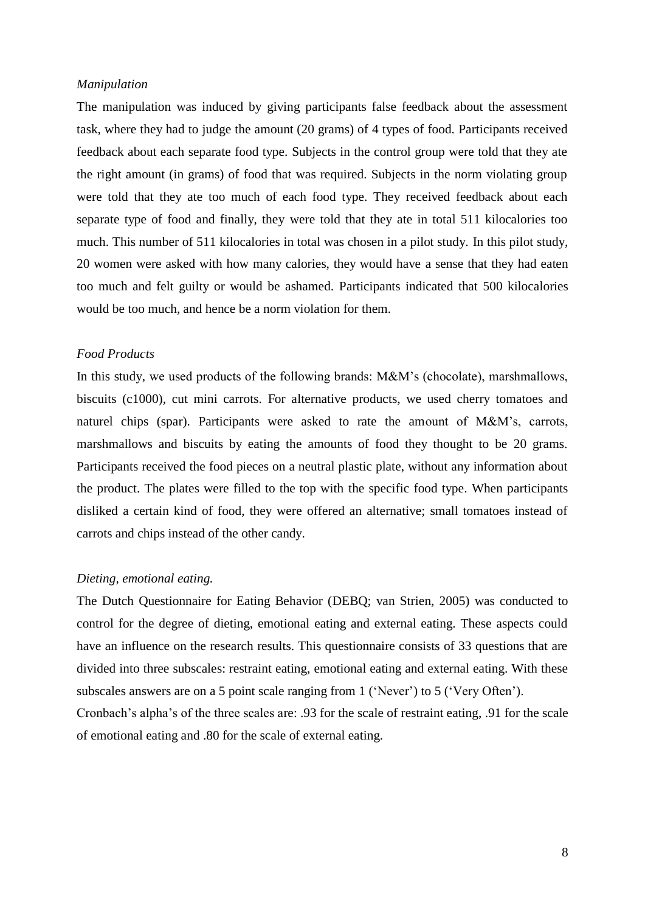*Manipulation*

The manipulation was induced by giving participants false feedback about the assessment task, where they had to judge the amount (20 grams) of 4 types of food. Participants received feedback about each separate food type. Subjects in the control group were told that they ate the right amount (in grams) of food that was required. Subjects in the norm violating group were told that they ate too much of each food type. They received feedback about each separate type of food and finally, they were told that they ate in total 511 kilocalories too much. This number of 511 kilocalories in total was chosen in a pilot study. In this pilot study, 20 women were asked with how many calories, they would have a sense that they had eaten too much and felt guilty or would be ashamed. Participants indicated that 500 kilocalories would be too much, and hence be a norm violation for them.

*Food Products*

In this study, we used products of the following brands: M&M's (chocolate), marshmallows, biscuits (c1000), cut mini carrots. For alternative products, we used cherry tomatoes and naturel chips (spar). Participants were asked to rate the amount of M&M's, carrots, marshmallows and biscuits by eating the amounts of food they thought to be 20 grams. Participants received the food pieces on a neutral plastic plate, without any information about the product. The plates were filled to the top with the specific food type. When participants disliked a certain kind of food, they were offered an alternative; small tomatoes instead of carrots and chips instead of the other candy.

*Dieting, emotional eating.*

The Dutch Questionnaire for Eating Behavior (DEBQ; van Strien, 2005) was conducted to control for the degree of dieting, emotional eating and external eating. These aspects could have an influence on the research results. This questionnaire consists of 33 questions that are divided into three subscales: restraint eating, emotional eating and external eating. With these subscales answers are on a 5 point scale ranging from 1 ('Never') to 5 ('Very Often').
Cronbach's alpha's of the three scales are: .93 for the scale of restraint eating, .91 for the scale of emotional eating and .80 for the scale of external eating.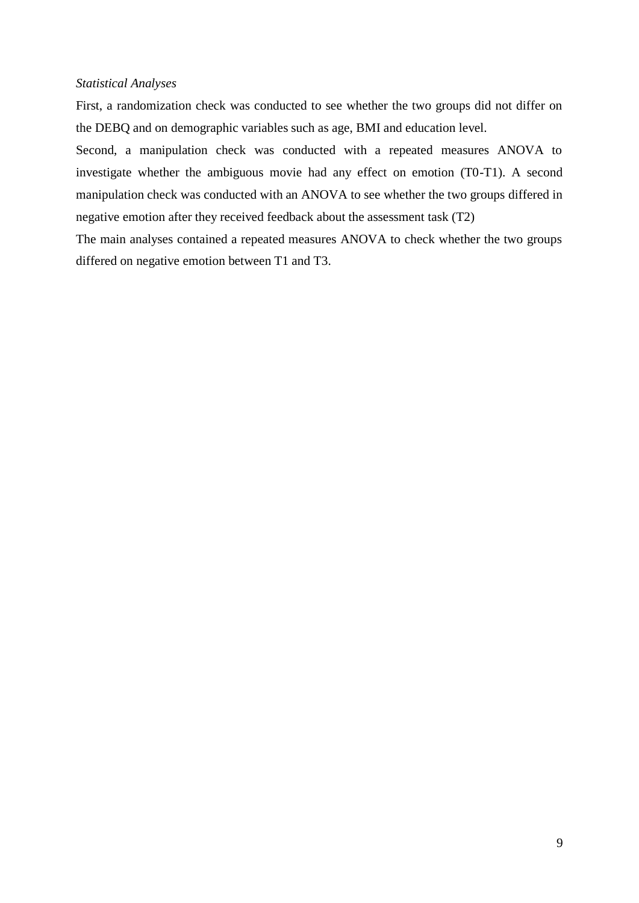*Statistical Analyses*

First, a randomization check was conducted to see whether the two groups did not differ on the DEBQ and on demographic variables such as age, BMI and education level.

Second, a manipulation check was conducted with a repeated measures ANOVA to investigate whether the ambiguous movie had any effect on emotion (T0-T1). A second manipulation check was conducted with an ANOVA to see whether the two groups differed in negative emotion after they received feedback about the assessment task (T2)

The main analyses contained a repeated measures ANOVA to check whether the two groups differed on negative emotion between T1 and T3.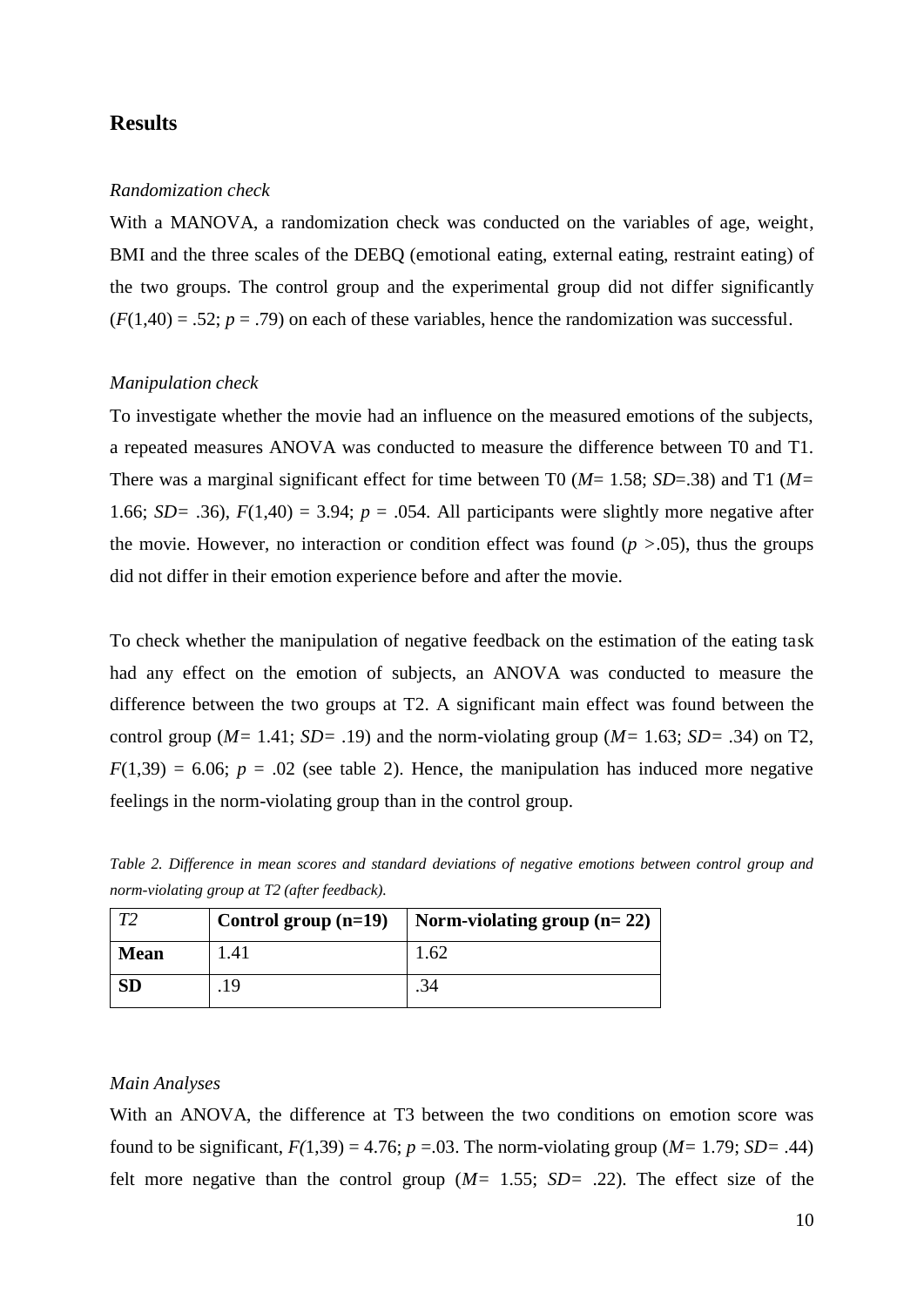## Results

*Randomization check*

With a MANOVA, a randomization check was conducted on the variables of age, weight, BMI and the three scales of the DEBQ (emotional eating, external eating, restraint eating) of the two groups. The control group and the experimental group did not differ significantly ($F(1,40) = .52$; $p = .79$) on each of these variables, hence the randomization was successful.

*Manipulation check*

To investigate whether the movie had an influence on the measured emotions of the subjects, a repeated measures ANOVA was conducted to measure the difference between T0 and T1. There was a marginal significant effect for time between T0 ($M$= 1.58; $SD$=.38) and T1 ($M$= 1.66; $SD$= .36), $F(1,40) = 3.94$; $p = .054$. All participants were slightly more negative after the movie. However, no interaction or condition effect was found ($p > .05$), thus the groups did not differ in their emotion experience before and after the movie.

To check whether the manipulation of negative feedback on the estimation of the eating task had any effect on the emotion of subjects, an ANOVA was conducted to measure the difference between the two groups at T2. A significant main effect was found between the control group ($M$= 1.41; $SD$= .19) and the norm-violating group ($M$= 1.63; $SD$= .34) on T2, $F(1,39) = 6.06$; $p = .02$ (see table 2). Hence, the manipulation has induced more negative feelings in the norm-violating group than in the control group.

*Table 2. Difference in mean scores and standard deviations of negative emotions between control group and norm-violating group at T2 (after feedback).*

| *T2* | **Control group (n=19)** | **Norm-violating group (n= 22)** |
|---|---|---|
| **Mean** | 1.41 | 1.62 |
| **SD** | .19 | .34 |

*Main Analyses*

With an ANOVA, the difference at T3 between the two conditions on emotion score was found to be significant, $F(1,39) = 4.76$; $p = .03$. The norm-violating group ($M$= 1.79; $SD$= .44) felt more negative than the control group ($M$= 1.55; $SD$= .22). The effect size of the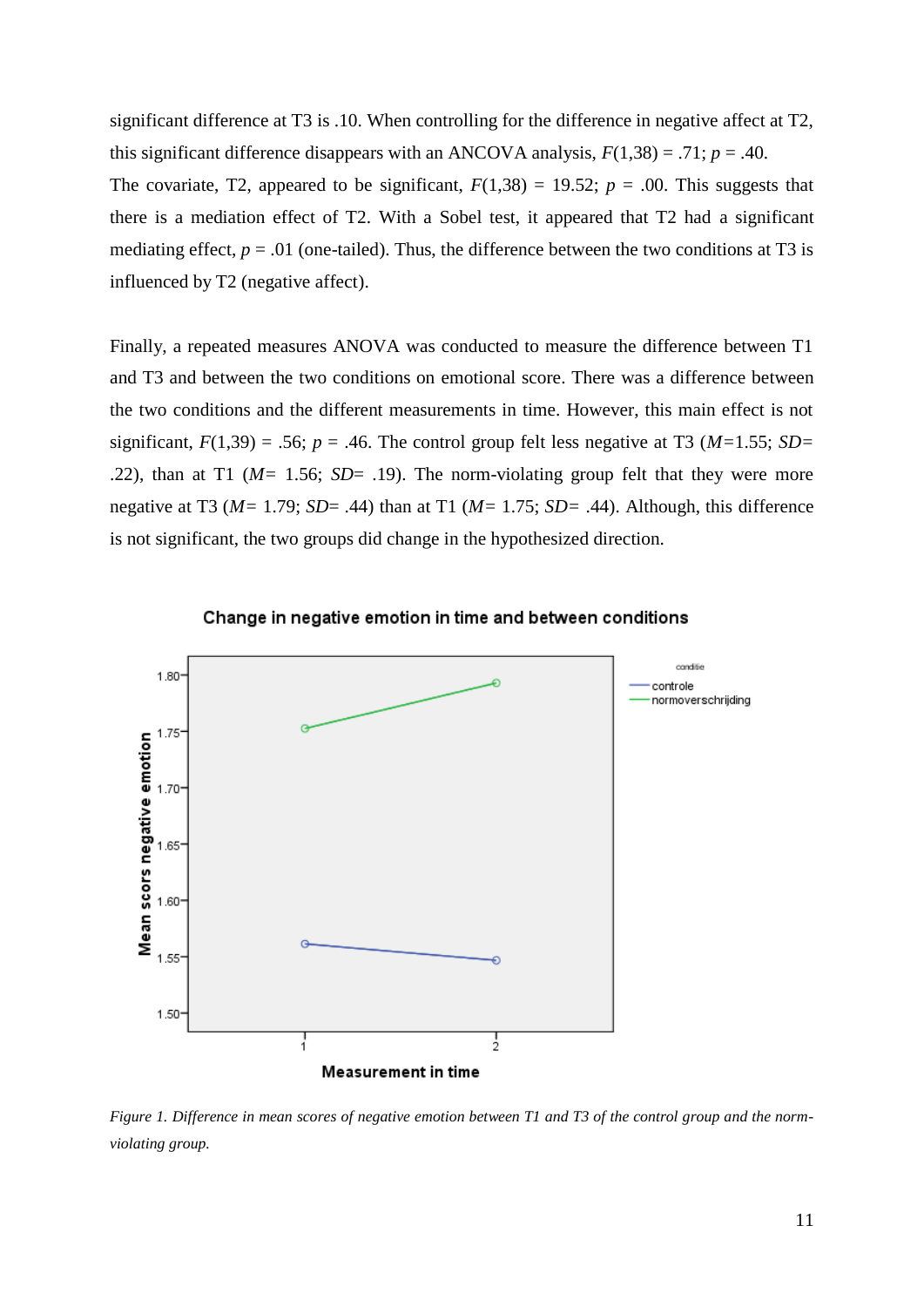significant difference at T3 is .10. When controlling for the difference in negative affect at T2, this significant difference disappears with an ANCOVA analysis, $F(1,38) = .71$; $p = .40$. The covariate, T2, appeared to be significant, $F(1,38) = 19.52$; $p = .00$. This suggests that there is a mediation effect of T2. With a Sobel test, it appeared that T2 had a significant mediating effect, $p = .01$ (one-tailed). Thus, the difference between the two conditions at T3 is influenced by T2 (negative affect).

Finally, a repeated measures ANOVA was conducted to measure the difference between T1 and T3 and between the two conditions on emotional score. There was a difference between the two conditions and the different measurements in time. However, this main effect is not significant, $F(1,39) = .56$; $p = .46$. The control group felt less negative at T3 ($M$=1.55; $SD$= .22), than at T1 ($M$= 1.56; $SD$= .19). The norm-violating group felt that they were more negative at T3 ($M$= 1.79; $SD$= .44) than at T1 ($M$= 1.75; $SD$= .44). Although, this difference is not significant, the two groups did change in the hypothesized direction.

*Figure 1. Difference in mean scores of negative emotion between T1 and T3 of the control group and the norm-violating group.*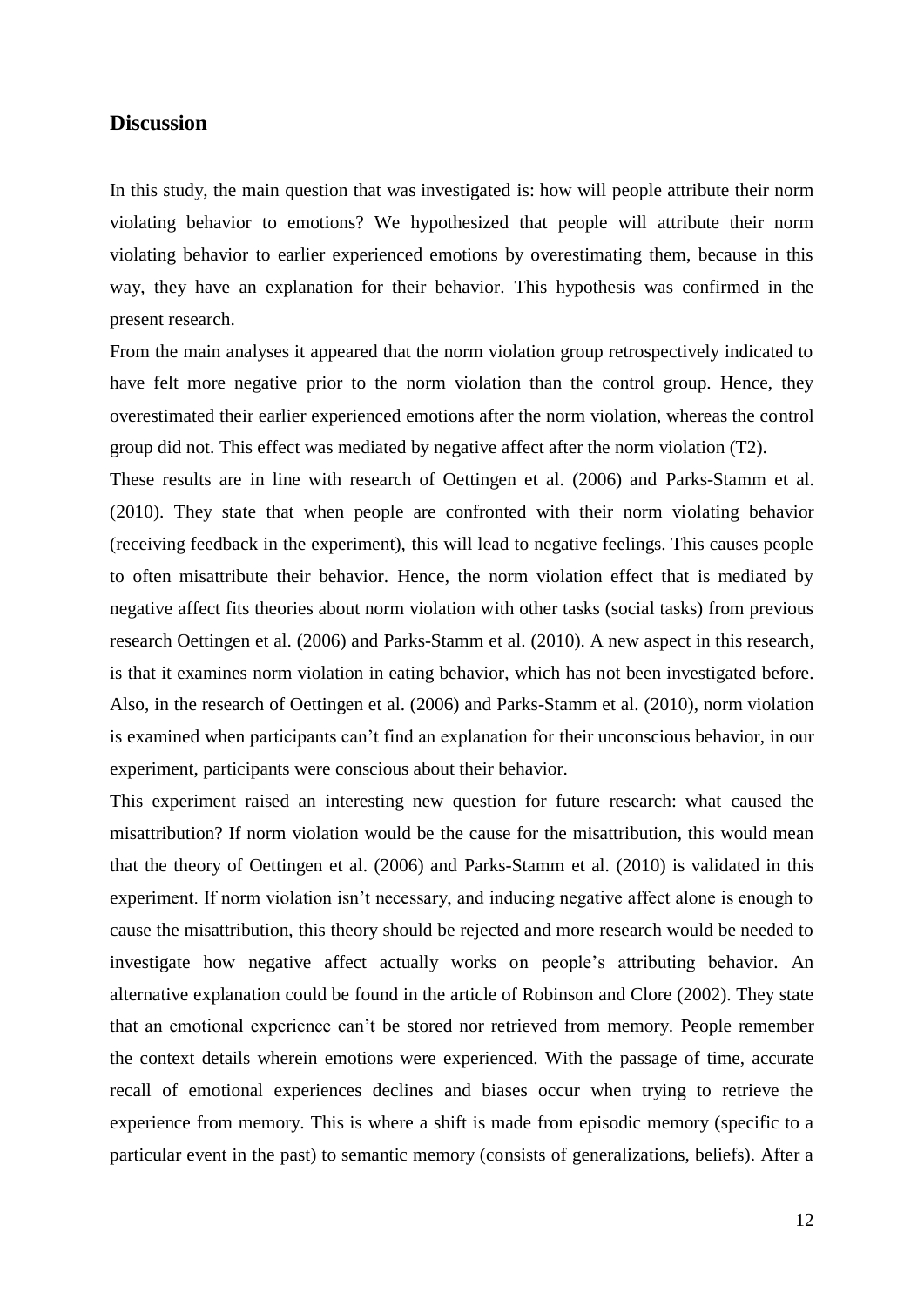## Discussion

In this study, the main question that was investigated is: how will people attribute their norm violating behavior to emotions? We hypothesized that people will attribute their norm violating behavior to earlier experienced emotions by overestimating them, because in this way, they have an explanation for their behavior. This hypothesis was confirmed in the present research.

From the main analyses it appeared that the norm violation group retrospectively indicated to have felt more negative prior to the norm violation than the control group. Hence, they overestimated their earlier experienced emotions after the norm violation, whereas the control group did not. This effect was mediated by negative affect after the norm violation (T2).

These results are in line with research of Oettingen et al. (2006) and Parks-Stamm et al. (2010). They state that when people are confronted with their norm violating behavior (receiving feedback in the experiment), this will lead to negative feelings. This causes people to often misattribute their behavior. Hence, the norm violation effect that is mediated by negative affect fits theories about norm violation with other tasks (social tasks) from previous research Oettingen et al. (2006) and Parks-Stamm et al. (2010). A new aspect in this research, is that it examines norm violation in eating behavior, which has not been investigated before. Also, in the research of Oettingen et al. (2006) and Parks-Stamm et al. (2010), norm violation is examined when participants can't find an explanation for their unconscious behavior, in our experiment, participants were conscious about their behavior.

This experiment raised an interesting new question for future research: what caused the misattribution? If norm violation would be the cause for the misattribution, this would mean that the theory of Oettingen et al. (2006) and Parks-Stamm et al. (2010) is validated in this experiment. If norm violation isn't necessary, and inducing negative affect alone is enough to cause the misattribution, this theory should be rejected and more research would be needed to investigate how negative affect actually works on people's attributing behavior. An alternative explanation could be found in the article of Robinson and Clore (2002). They state that an emotional experience can't be stored nor retrieved from memory. People remember the context details wherein emotions were experienced. With the passage of time, accurate recall of emotional experiences declines and biases occur when trying to retrieve the experience from memory. This is where a shift is made from episodic memory (specific to a particular event in the past) to semantic memory (consists of generalizations, beliefs). After a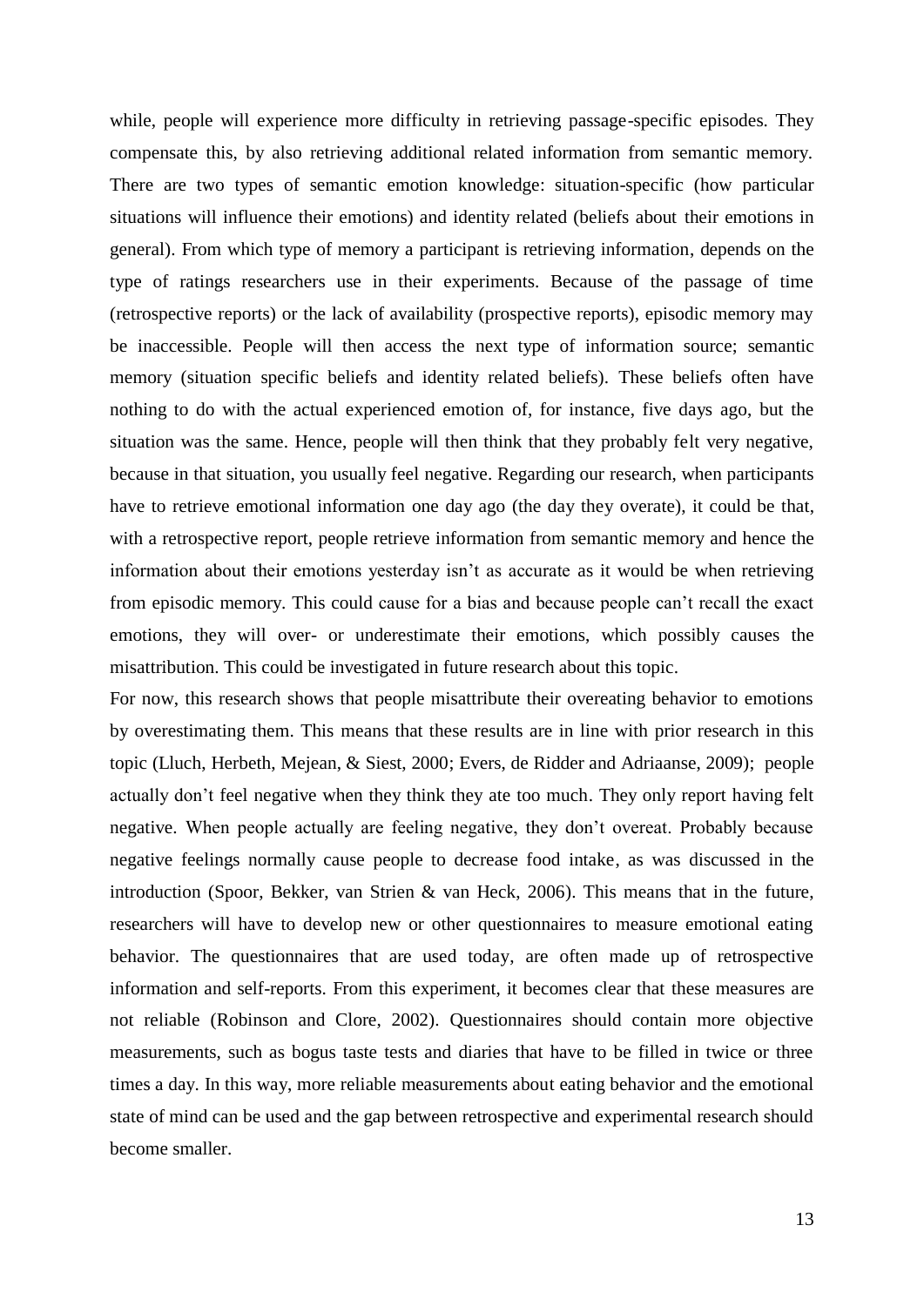while, people will experience more difficulty in retrieving passage-specific episodes. They compensate this, by also retrieving additional related information from semantic memory. There are two types of semantic emotion knowledge: situation-specific (how particular situations will influence their emotions) and identity related (beliefs about their emotions in general). From which type of memory a participant is retrieving information, depends on the type of ratings researchers use in their experiments. Because of the passage of time (retrospective reports) or the lack of availability (prospective reports), episodic memory may be inaccessible. People will then access the next type of information source; semantic memory (situation specific beliefs and identity related beliefs). These beliefs often have nothing to do with the actual experienced emotion of, for instance, five days ago, but the situation was the same. Hence, people will then think that they probably felt very negative, because in that situation, you usually feel negative. Regarding our research, when participants have to retrieve emotional information one day ago (the day they overate), it could be that, with a retrospective report, people retrieve information from semantic memory and hence the information about their emotions yesterday isn't as accurate as it would be when retrieving from episodic memory. This could cause for a bias and because people can't recall the exact emotions, they will over- or underestimate their emotions, which possibly causes the misattribution. This could be investigated in future research about this topic.

For now, this research shows that people misattribute their overeating behavior to emotions by overestimating them. This means that these results are in line with prior research in this topic (Lluch, Herbeth, Mejean, & Siest, 2000; Evers, de Ridder and Adriaanse, 2009); people actually don't feel negative when they think they ate too much. They only report having felt negative. When people actually are feeling negative, they don't overeat. Probably because negative feelings normally cause people to decrease food intake, as was discussed in the introduction (Spoor, Bekker, van Strien & van Heck, 2006). This means that in the future, researchers will have to develop new or other questionnaires to measure emotional eating behavior. The questionnaires that are used today, are often made up of retrospective information and self-reports. From this experiment, it becomes clear that these measures are not reliable (Robinson and Clore, 2002). Questionnaires should contain more objective measurements, such as bogus taste tests and diaries that have to be filled in twice or three times a day. In this way, more reliable measurements about eating behavior and the emotional state of mind can be used and the gap between retrospective and experimental research should become smaller.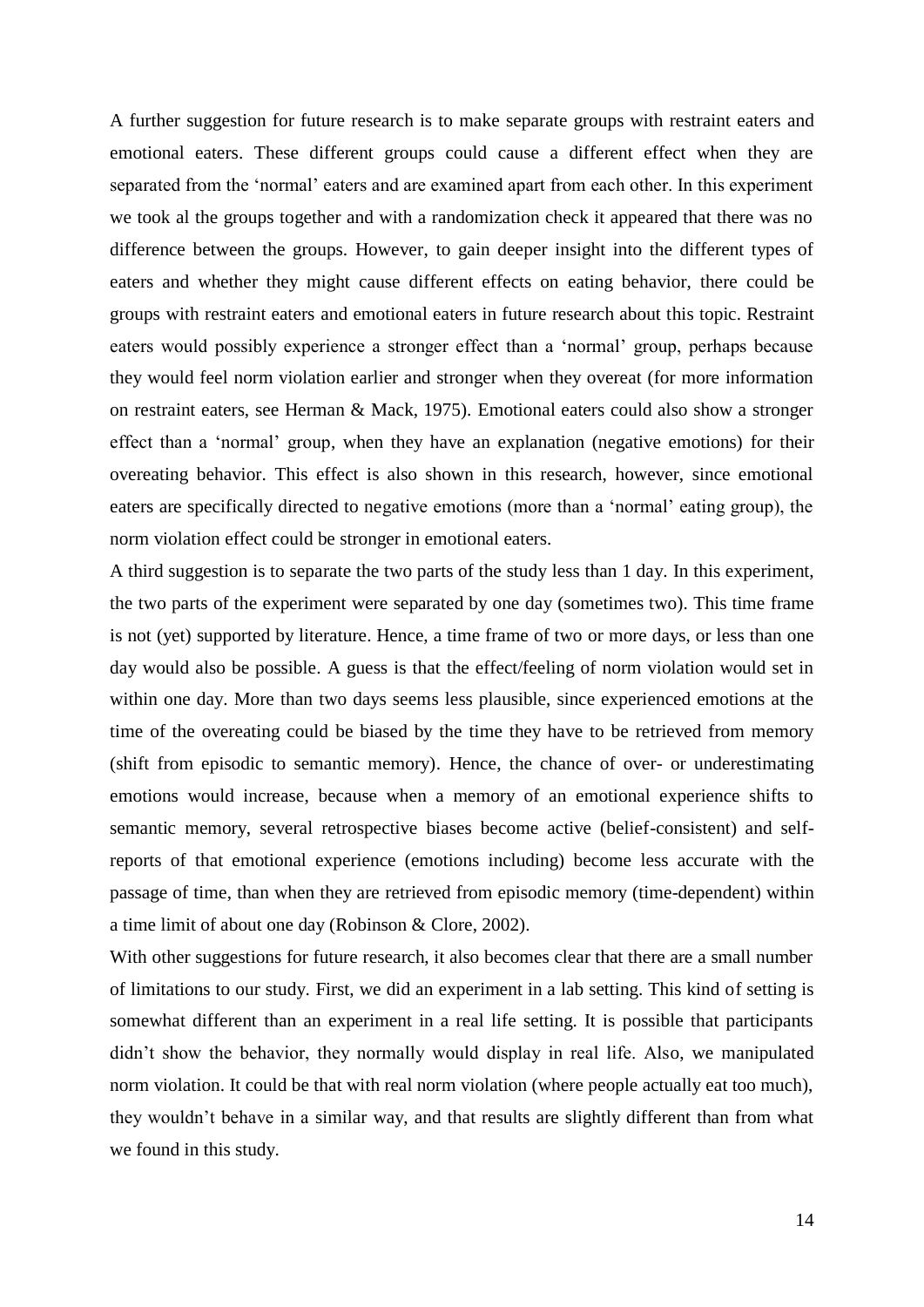A further suggestion for future research is to make separate groups with restraint eaters and emotional eaters. These different groups could cause a different effect when they are separated from the 'normal' eaters and are examined apart from each other. In this experiment we took al the groups together and with a randomization check it appeared that there was no difference between the groups. However, to gain deeper insight into the different types of eaters and whether they might cause different effects on eating behavior, there could be groups with restraint eaters and emotional eaters in future research about this topic. Restraint eaters would possibly experience a stronger effect than a 'normal' group, perhaps because they would feel norm violation earlier and stronger when they overeat (for more information on restraint eaters, see Herman & Mack, 1975). Emotional eaters could also show a stronger effect than a 'normal' group, when they have an explanation (negative emotions) for their overeating behavior. This effect is also shown in this research, however, since emotional eaters are specifically directed to negative emotions (more than a 'normal' eating group), the norm violation effect could be stronger in emotional eaters.

A third suggestion is to separate the two parts of the study less than 1 day. In this experiment, the two parts of the experiment were separated by one day (sometimes two). This time frame is not (yet) supported by literature. Hence, a time frame of two or more days, or less than one day would also be possible. A guess is that the effect/feeling of norm violation would set in within one day. More than two days seems less plausible, since experienced emotions at the time of the overeating could be biased by the time they have to be retrieved from memory (shift from episodic to semantic memory). Hence, the chance of over- or underestimating emotions would increase, because when a memory of an emotional experience shifts to semantic memory, several retrospective biases become active (belief-consistent) and self-reports of that emotional experience (emotions including) become less accurate with the passage of time, than when they are retrieved from episodic memory (time-dependent) within a time limit of about one day (Robinson & Clore, 2002).

With other suggestions for future research, it also becomes clear that there are a small number of limitations to our study. First, we did an experiment in a lab setting. This kind of setting is somewhat different than an experiment in a real life setting. It is possible that participants didn't show the behavior, they normally would display in real life. Also, we manipulated norm violation. It could be that with real norm violation (where people actually eat too much), they wouldn't behave in a similar way, and that results are slightly different than from what we found in this study.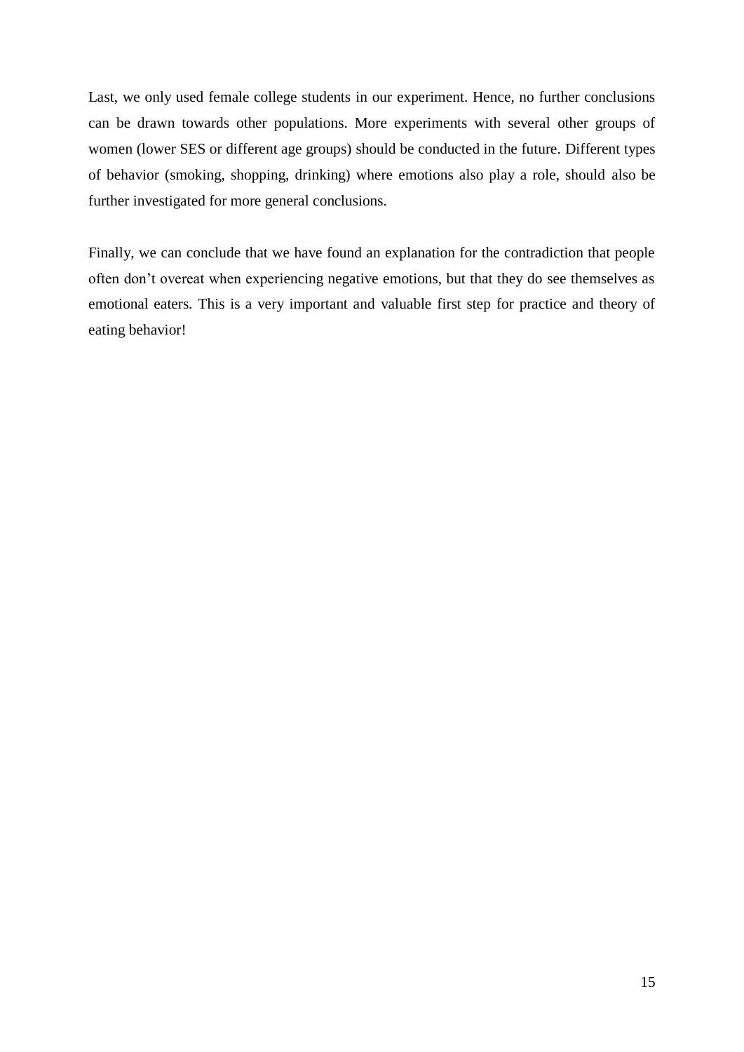Last, we only used female college students in our experiment. Hence, no further conclusions can be drawn towards other populations. More experiments with several other groups of women (lower SES or different age groups) should be conducted in the future. Different types of behavior (smoking, shopping, drinking) where emotions also play a role, should also be further investigated for more general conclusions.

Finally, we can conclude that we have found an explanation for the contradiction that people often don't overeat when experiencing negative emotions, but that they do see themselves as emotional eaters. This is a very important and valuable first step for practice and theory of eating behavior!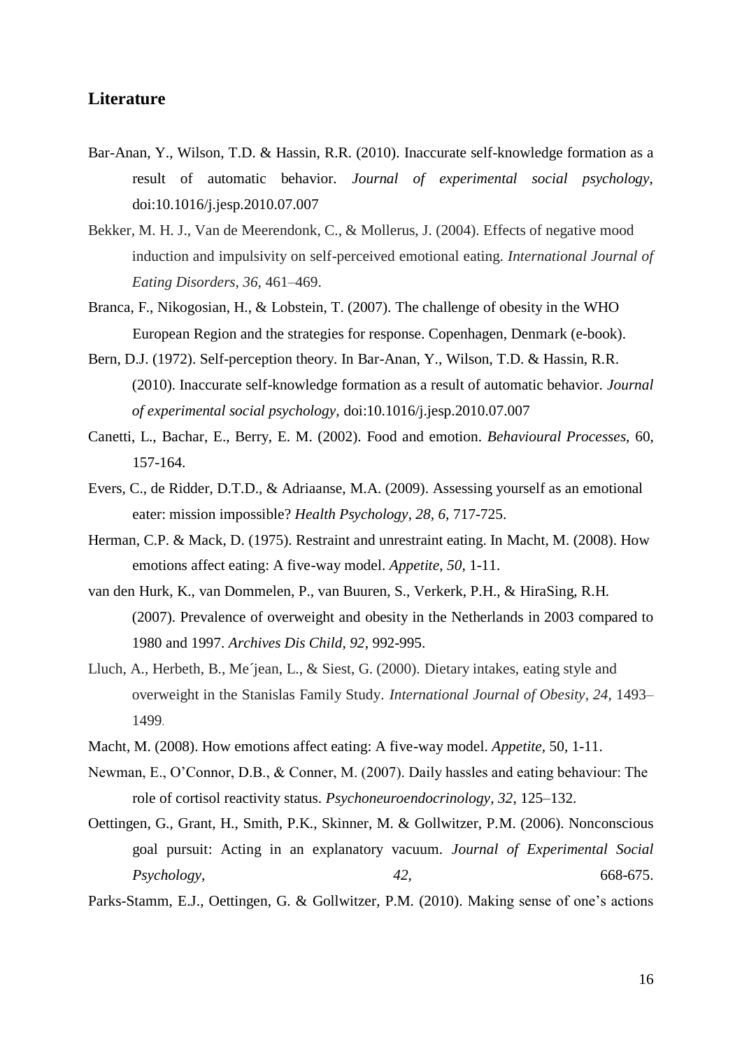## Literature

Bar-Anan, Y., Wilson, T.D. & Hassin, R.R. (2010). Inaccurate self-knowledge formation as a result of automatic behavior. *Journal of experimental social psychology,* doi:10.1016/j.jesp.2010.07.007

Bekker, M. H. J., Van de Meerendonk, C., & Mollerus, J. (2004). Effects of negative mood induction and impulsivity on self-perceived emotional eating. *International Journal of Eating Disorders*, *36,* 461–469.

Branca, F., Nikogosian, H., & Lobstein, T. (2007). The challenge of obesity in the WHO European Region and the strategies for response. Copenhagen, Denmark (e-book).

Bern, D.J. (1972). Self-perception theory. In Bar-Anan, Y., Wilson, T.D. & Hassin, R.R. (2010). Inaccurate self-knowledge formation as a result of automatic behavior. *Journal of experimental social psychology,* doi:10.1016/j.jesp.2010.07.007

Canetti, L., Bachar, E., Berry, E. M. (2002). Food and emotion. *Behavioural Processes,* 60, 157-164.

Evers, C., de Ridder, D.T.D., & Adriaanse, M.A. (2009). Assessing yourself as an emotional eater: mission impossible? *Health Psychology*, *28, 6,* 717-725.

Herman, C.P. & Mack, D. (1975). Restraint and unrestraint eating. In Macht, M. (2008). How emotions affect eating: A five-way model. *Appetite*, *50,* 1-11.

van den Hurk, K., van Dommelen, P., van Buuren, S., Verkerk, P.H., & HiraSing, R.H. (2007). Prevalence of overweight and obesity in the Netherlands in 2003 compared to 1980 and 1997. *Archives Dis Child, 92*, 992-995.

Lluch, A., Herbeth, B., Me´jean, L., & Siest, G. (2000). Dietary intakes, eating style and overweight in the Stanislas Family Study. *International Journal of Obesity*, *24*, 1493–1499.

Macht, M. (2008). How emotions affect eating: A five-way model. *Appetite*, 50, 1-11.

Newman, E., O'Connor, D.B., & Conner, M. (2007). Daily hassles and eating behaviour: The role of cortisol reactivity status. *Psychoneuroendocrinology, 32*, 125–132.

Oettingen, G., Grant, H., Smith, P.K., Skinner, M. & Gollwitzer, P.M. (2006). Nonconscious goal pursuit: Acting in an explanatory vacuum. *Journal of Experimental Social Psychology, 42,* 668-675.

Parks-Stamm, E.J., Oettingen, G. & Gollwitzer, P.M. (2010). Making sense of one's actions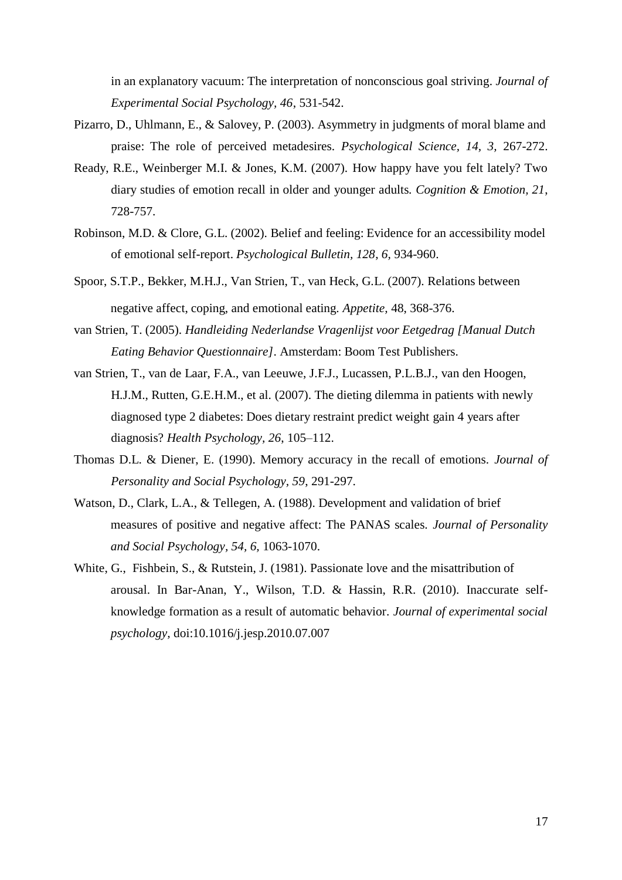in an explanatory vacuum: The interpretation of nonconscious goal striving. *Journal of Experimental Social Psychology, 46*, 531-542.

Pizarro, D., Uhlmann, E., & Salovey, P. (2003). Asymmetry in judgments of moral blame and praise: The role of perceived metadesires. *Psychological Science, 14, 3,* 267-272.

Ready, R.E., Weinberger M.I. & Jones, K.M. (2007). How happy have you felt lately? Two diary studies of emotion recall in older and younger adults*. Cognition & Emotion, 21*, 728-757.

Robinson, M.D. & Clore, G.L. (2002). Belief and feeling: Evidence for an accessibility model of emotional self-report. *Psychological Bulletin, 128, 6,* 934-960.

Spoor, S.T.P., Bekker, M.H.J., Van Strien, T., van Heck, G.L. (2007). Relations between negative affect, coping, and emotional eating. *Appetite,* 48, 368-376.

van Strien, T. (2005). *Handleiding Nederlandse Vragenlijst voor Eetgedrag [Manual Dutch Eating Behavior Questionnaire]*. Amsterdam: Boom Test Publishers.

van Strien, T., van de Laar, F.A., van Leeuwe, J.F.J., Lucassen, P.L.B.J., van den Hoogen, H.J.M., Rutten, G.E.H.M., et al. (2007). The dieting dilemma in patients with newly diagnosed type 2 diabetes: Does dietary restraint predict weight gain 4 years after diagnosis? *Health Psychology*, *26*, 105–112.

Thomas D.L. & Diener, E. (1990). Memory accuracy in the recall of emotions. *Journal of Personality and Social Psychology, 59*, 291-297.

Watson, D., Clark, L.A., & Tellegen, A. (1988). Development and validation of brief measures of positive and negative affect: The PANAS scales*. Journal of Personality and Social Psychology, 54, 6,* 1063-1070.

White, G., Fishbein, S., & Rutstein, J. (1981). Passionate love and the misattribution of arousal. In Bar-Anan, Y., Wilson, T.D. & Hassin, R.R. (2010). Inaccurate self-knowledge formation as a result of automatic behavior. *Journal of experimental social psychology,* doi:10.1016/j.jesp.2010.07.007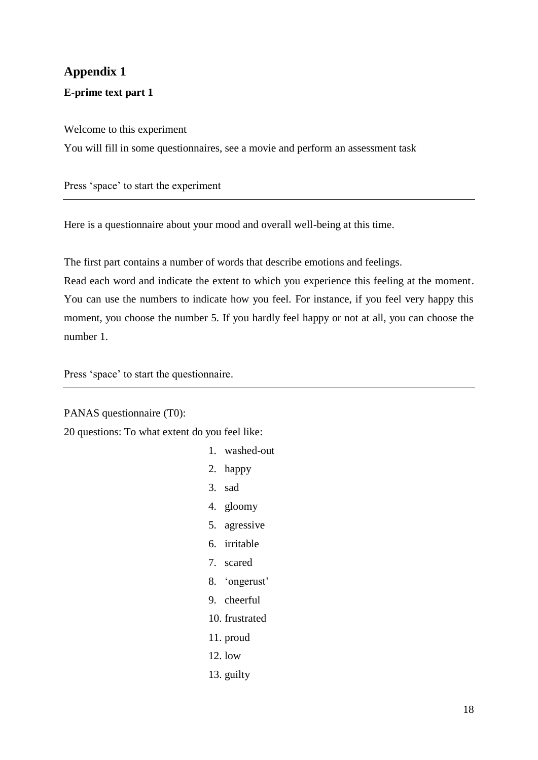# Appendix 1

**E-prime text part 1**

Welcome to this experiment

You will fill in some questionnaires, see a movie and perform an assessment task

Press 'space' to start the experiment

---

Here is a questionnaire about your mood and overall well-being at this time.

The first part contains a number of words that describe emotions and feelings.
Read each word and indicate the extent to which you experience this feeling at the moment. You can use the numbers to indicate how you feel. For instance, if you feel very happy this moment, you choose the number 5. If you hardly feel happy or not at all, you can choose the number 1.

Press 'space' to start the questionnaire.

---

PANAS questionnaire (T0):

20 questions: To what extent do you feel like:

1. washed-out
2. happy
3. sad
4. gloomy
5. agressive
6. irritable
7. scared
8. 'ongerust'
9. cheerful
10. frustrated
11. proud
12. low
13. guilty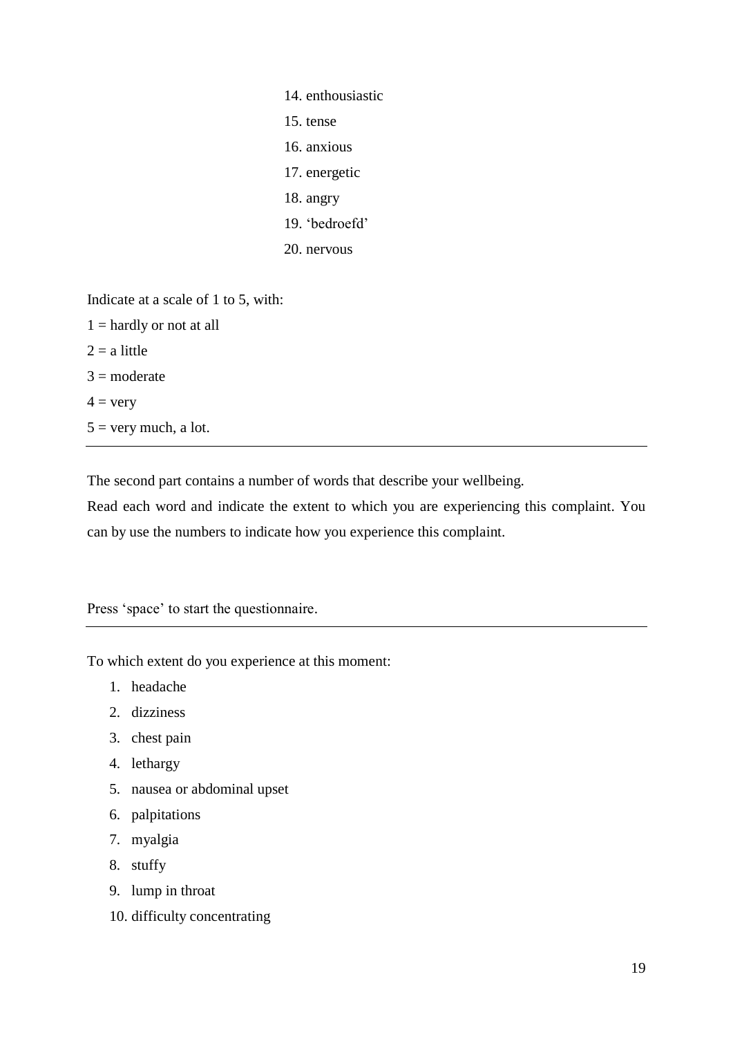14. enthousiastic
15. tense
16. anxious
17. energetic
18. angry
19. 'bedroefd'
20. nervous

Indicate at a scale of 1 to 5, with:

1 = hardly or not at all

2 = a little

3 = moderate

4 = very

5 = very much, a lot.

---

The second part contains a number of words that describe your wellbeing.

Read each word and indicate the extent to which you are experiencing this complaint. You can by use the numbers to indicate how you experience this complaint.

Press 'space' to start the questionnaire.

---

To which extent do you experience at this moment:

1. headache
2. dizziness
3. chest pain
4. lethargy
5. nausea or abdominal upset
6. palpitations
7. myalgia
8. stuffy
9. lump in throat
10. difficulty concentrating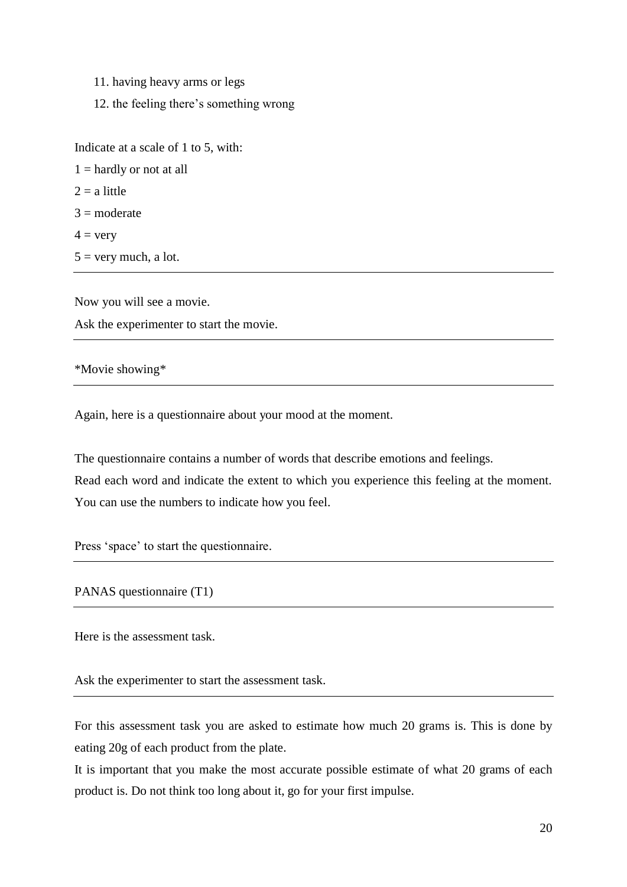11. having heavy arms or legs
12. the feeling there's something wrong

Indicate at a scale of 1 to 5, with:

1 = hardly or not at all

2 = a little

3 = moderate

4 = very

5 = very much, a lot.

---

Now you will see a movie.

Ask the experimenter to start the movie.

---

*Movie showing*

---

Again, here is a questionnaire about your mood at the moment.

The questionnaire contains a number of words that describe emotions and feelings.
Read each word and indicate the extent to which you experience this feeling at the moment.
You can use the numbers to indicate how you feel.

Press 'space' to start the questionnaire.

---

PANAS questionnaire (T1)

---

Here is the assessment task.

Ask the experimenter to start the assessment task.

---

For this assessment task you are asked to estimate how much 20 grams is. This is done by eating 20g of each product from the plate.
It is important that you make the most accurate possible estimate of what 20 grams of each product is. Do not think too long about it, go for your first impulse.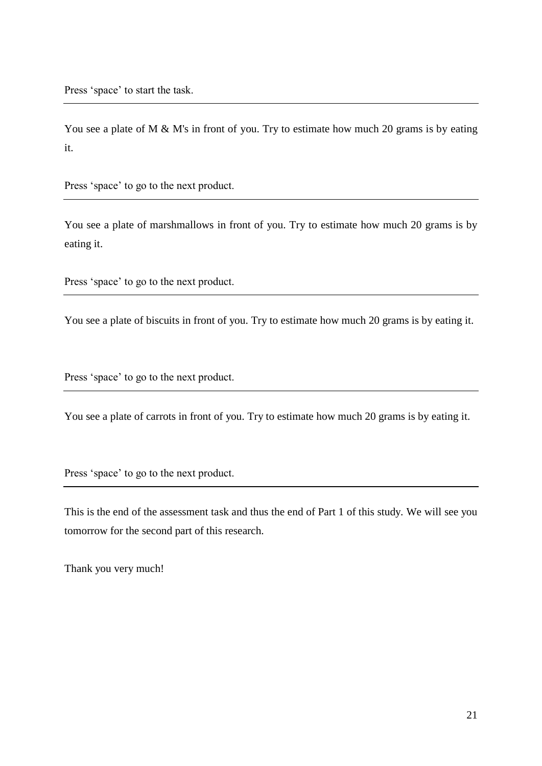Press ‘space’ to start the task.

---

You see a plate of M & M's in front of you. Try to estimate how much 20 grams is by eating it.

Press ‘space’ to go to the next product.

---

You see a plate of marshmallows in front of you. Try to estimate how much 20 grams is by eating it.

Press ‘space’ to go to the next product.

---

You see a plate of biscuits in front of you. Try to estimate how much 20 grams is by eating it.

Press ‘space’ to go to the next product.

---

You see a plate of carrots in front of you. Try to estimate how much 20 grams is by eating it.

Press ‘space’ to go to the next product.

---

This is the end of the assessment task and thus the end of Part 1 of this study. We will see you tomorrow for the second part of this research.

Thank you very much!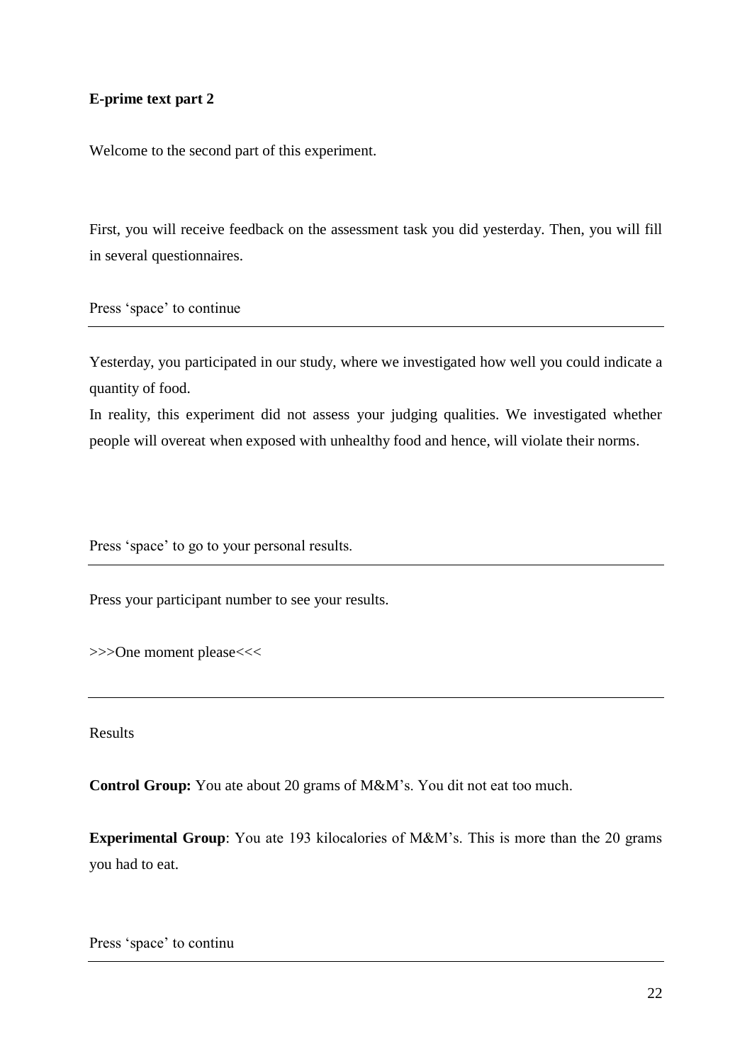**E-prime text part 2**

Welcome to the second part of this experiment.

First, you will receive feedback on the assessment task you did yesterday. Then, you will fill in several questionnaires.

Press ‘space’ to continue

---

Yesterday, you participated in our study, where we investigated how well you could indicate a quantity of food.
In reality, this experiment did not assess your judging qualities. We investigated whether people will overeat when exposed with unhealthy food and hence, will violate their norms.

Press ‘space’ to go to your personal results.

---

Press your participant number to see your results.

>>>One moment please<<<

---

Results

**Control Group:** You ate about 20 grams of M&M’s. You dit not eat too much.

**Experimental Group**: You ate 193 kilocalories of M&M’s. This is more than the 20 grams you had to eat.

Press ‘space’ to continu

---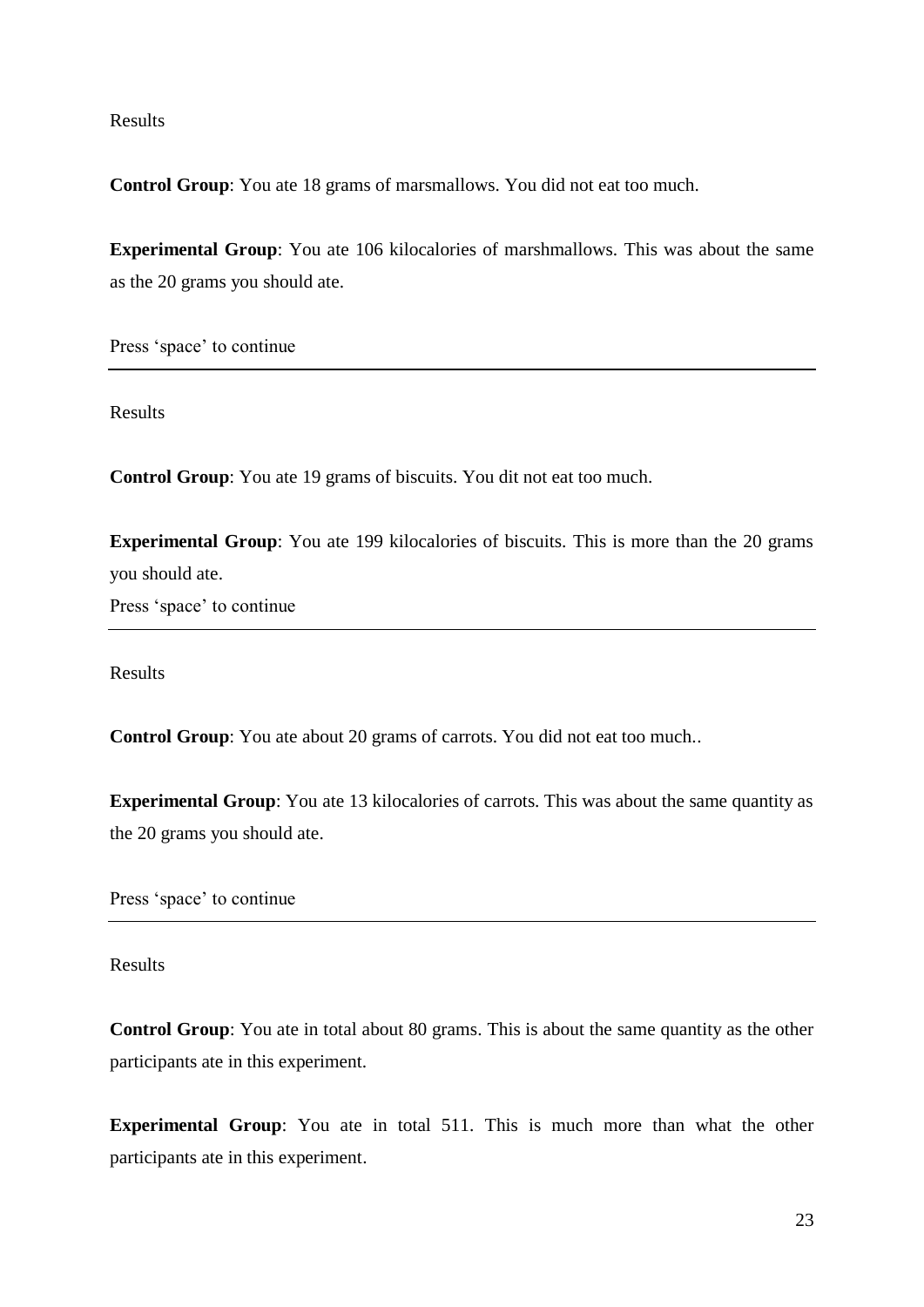Results

**Control Group**: You ate 18 grams of marsmallows. You did not eat too much.

**Experimental Group**: You ate 106 kilocalories of marshmallows. This was about the same as the 20 grams you should ate.

Press ‘space’ to continue

---

Results

**Control Group**: You ate 19 grams of biscuits. You dit not eat too much.

**Experimental Group**: You ate 199 kilocalories of biscuits. This is more than the 20 grams you should ate.

Press ‘space’ to continue

---

Results

**Control Group**: You ate about 20 grams of carrots. You did not eat too much..

**Experimental Group**: You ate 13 kilocalories of carrots. This was about the same quantity as the 20 grams you should ate.

Press ‘space’ to continue

---

Results

**Control Group**: You ate in total about 80 grams. This is about the same quantity as the other participants ate in this experiment.

**Experimental Group**: You ate in total 511. This is much more than what the other participants ate in this experiment.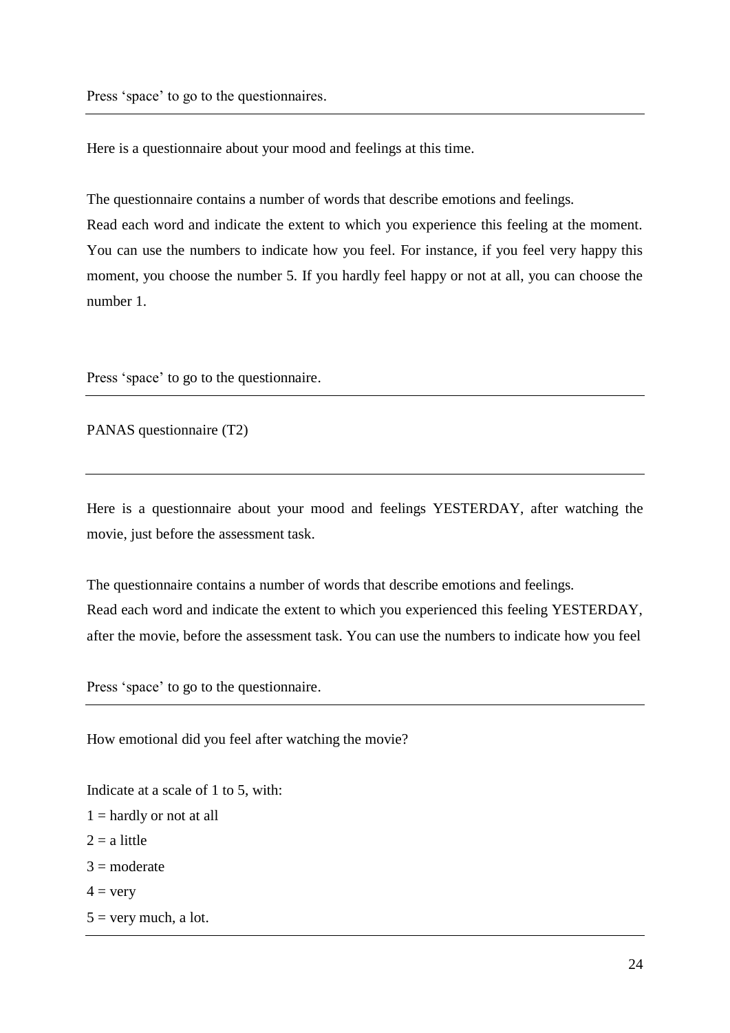Press 'space' to go to the questionnaires.

---

Here is a questionnaire about your mood and feelings at this time.

The questionnaire contains a number of words that describe emotions and feelings.
Read each word and indicate the extent to which you experience this feeling at the moment. You can use the numbers to indicate how you feel. For instance, if you feel very happy this moment, you choose the number 5. If you hardly feel happy or not at all, you can choose the number 1.

Press 'space' to go to the questionnaire.

---

PANAS questionnaire (T2)

---

Here is a questionnaire about your mood and feelings YESTERDAY, after watching the movie, just before the assessment task.

The questionnaire contains a number of words that describe emotions and feelings.
Read each word and indicate the extent to which you experienced this feeling YESTERDAY, after the movie, before the assessment task. You can use the numbers to indicate how you feel

Press 'space' to go to the questionnaire.

---

How emotional did you feel after watching the movie?

Indicate at a scale of 1 to 5, with:

1 = hardly or not at all
2 = a little
3 = moderate
4 = very
5 = very much, a lot.

---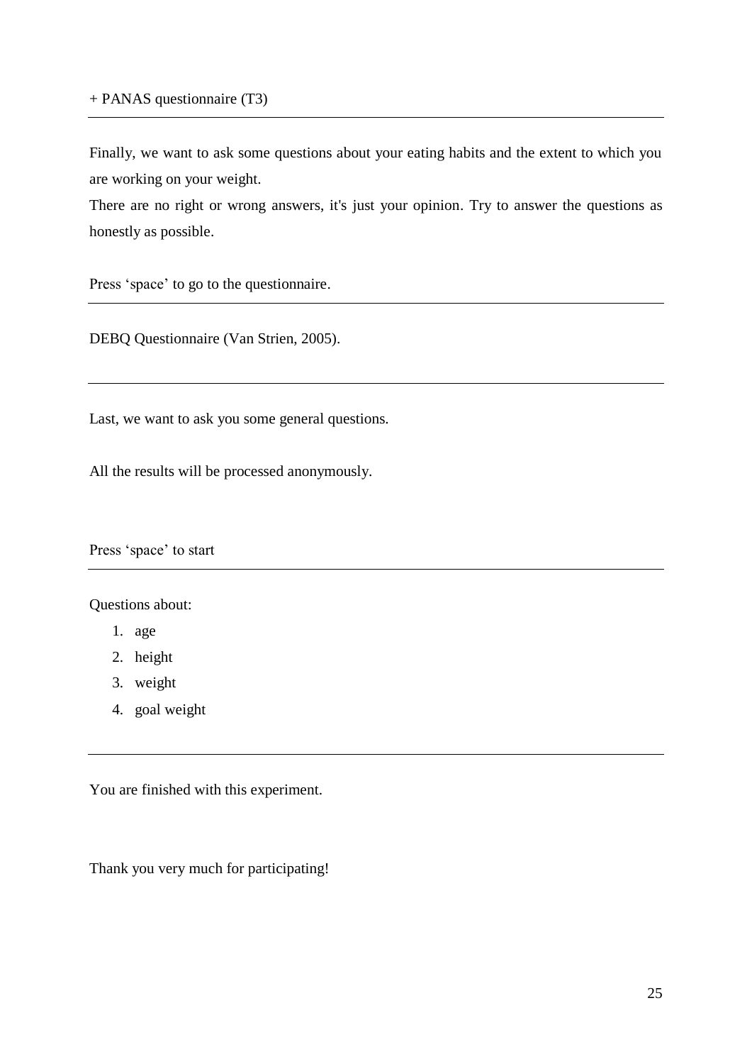+ PANAS questionnaire (T3)

---

Finally, we want to ask some questions about your eating habits and the extent to which you are working on your weight.

There are no right or wrong answers, it's just your opinion. Try to answer the questions as honestly as possible.

Press 'space' to go to the questionnaire.

---

DEBQ Questionnaire (Van Strien, 2005).

---

Last, we want to ask you some general questions.

All the results will be processed anonymously.

Press 'space' to start

---

Questions about:

1. age
2. height
3. weight
4. goal weight

---

You are finished with this experiment.

Thank you very much for participating!